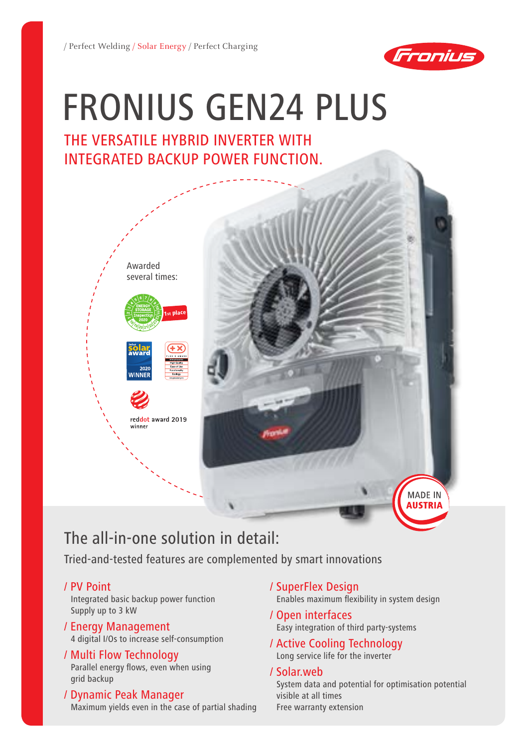/ Perfect Welding / Solar Energy / Perfect Charging

# FRONIUS GEN24 PLUS

## THE VERSATILE HYBRID INVERTER WITH INTEGRATED BACKUP POWER FUNCTION.

Awarded several times:

1st place

reddot award 2019 winner

MADE IN AUSTRIA

## The all-in-one solution in detail:

Tried-and-tested features are complemented by smart innovations

### / PV Point
Integrated basic backup power function
Supply up to 3 kW

### / Energy Management
4 digital I/Os to increase self-consumption

### / Multi Flow Technology
Parallel energy flows, even when using grid backup

### / Dynamic Peak Manager
Maximum yields even in the case of partial shading

### / SuperFlex Design
Enables maximum flexibility in system design

### / Open interfaces
Easy integration of third party-systems

### / Active Cooling Technology
Long service life for the inverter

### / Solar.web
System data and potential for optimisation potential visible at all times
Free warranty extension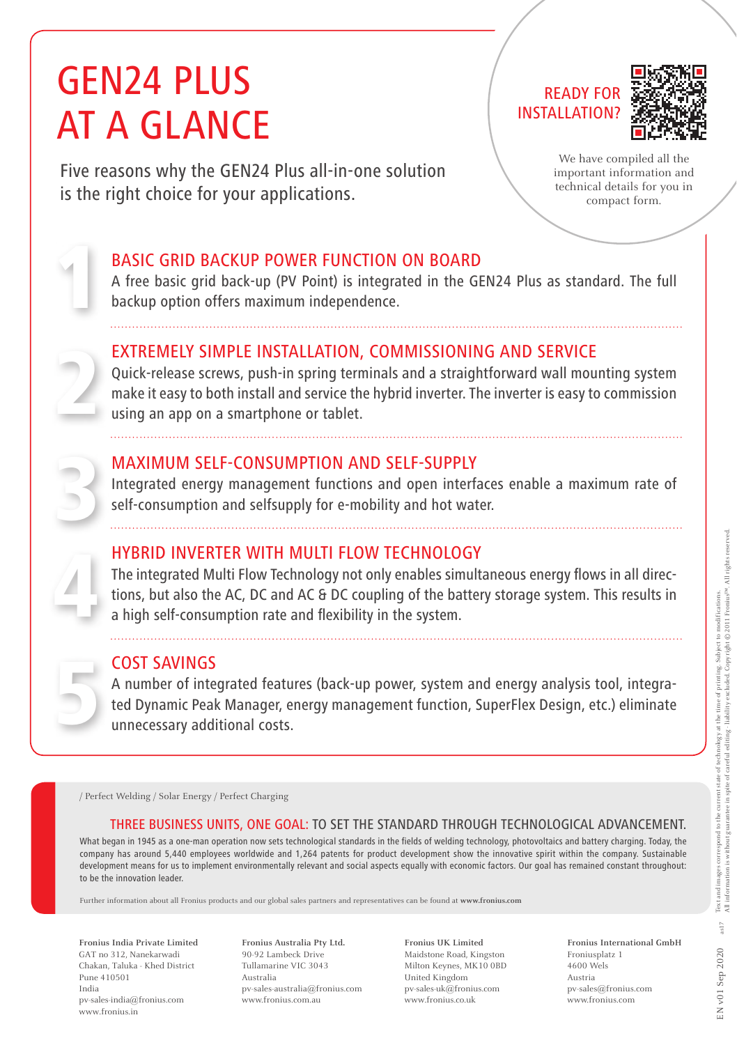# GEN24 PLUS AT A GLANCE

Five reasons why the GEN24 Plus all-in-one solution is the right choice for your applications.

READY FOR INSTALLATION?

We have compiled all the important information and technical details for you in compact form.

## 1 BASIC GRID BACKUP POWER FUNCTION ON BOARD

A free basic grid back-up (PV Point) is integrated in the GEN24 Plus as standard. The full backup option offers maximum independence.

## 2 EXTREMELY SIMPLE INSTALLATION, COMMISSIONING AND SERVICE

Quick-release screws, push-in spring terminals and a straightforward wall mounting system make it easy to both install and service the hybrid inverter. The inverter is easy to commission using an app on a smartphone or tablet.

## 3 MAXIMUM SELF-CONSUMPTION AND SELF-SUPPLY

Integrated energy management functions and open interfaces enable a maximum rate of self-consumption and selfsupply for e-mobility and hot water.

## 4 HYBRID INVERTER WITH MULTI FLOW TECHNOLOGY

The integrated Multi Flow Technology not only enables simultaneous energy flows in all directions, but also the AC, DC and AC & DC coupling of the battery storage system. This results in a high self-consumption rate and flexibility in the system.

## 5 COST SAVINGS

A number of integrated features (back-up power, system and energy analysis tool, integrated Dynamic Peak Manager, energy management function, SuperFlex Design, etc.) eliminate unnecessary additional costs.

/ Perfect Welding / Solar Energy / Perfect Charging

### THREE BUSINESS UNITS, ONE GOAL: TO SET THE STANDARD THROUGH TECHNOLOGICAL ADVANCEMENT.

What began in 1945 as a one-man operation now sets technological standards in the fields of welding technology, photovoltaics and battery charging. Today, the company has around 5,440 employees worldwide and 1,264 patents for product development show the innovative spirit within the company. Sustainable development means for us to implement environmentally relevant and social aspects equally with economic factors. Our goal has remained constant throughout: to be the innovation leader.

Further information about all Fronius products and our global sales partners and representatives can be found at **www.fronius.com**

**Fronius India Private Limited**
GAT no 312, Nanekarwadi
Chakan, Taluka - Khed District
Pune 410501
India
pv-sales-india@fronius.com
www.fronius.in

**Fronius Australia Pty Ltd.**
90-92 Lambeck Drive
Tullamarine VIC 3043
Australia
pv-sales-australia@fronius.com
www.fronius.com.au

**Fronius UK Limited**
Maidstone Road, Kingston
Milton Keynes, MK10 0BD
United Kingdom
pv-sales-uk@fronius.com
www.fronius.co.uk

**Fronius International GmbH**
Froniusplatz 1
4600 Wels
Austria
pv-sales@fronius.com
www.fronius.com

Text and images correspond to the current state of technology at the time of printing. Subject to modifications. All information is without guarantee in spite of careful editing - liability excluded. Copyright © 2011 Fronius™. All rights reserved.

EN v01 Sep 2020 as17